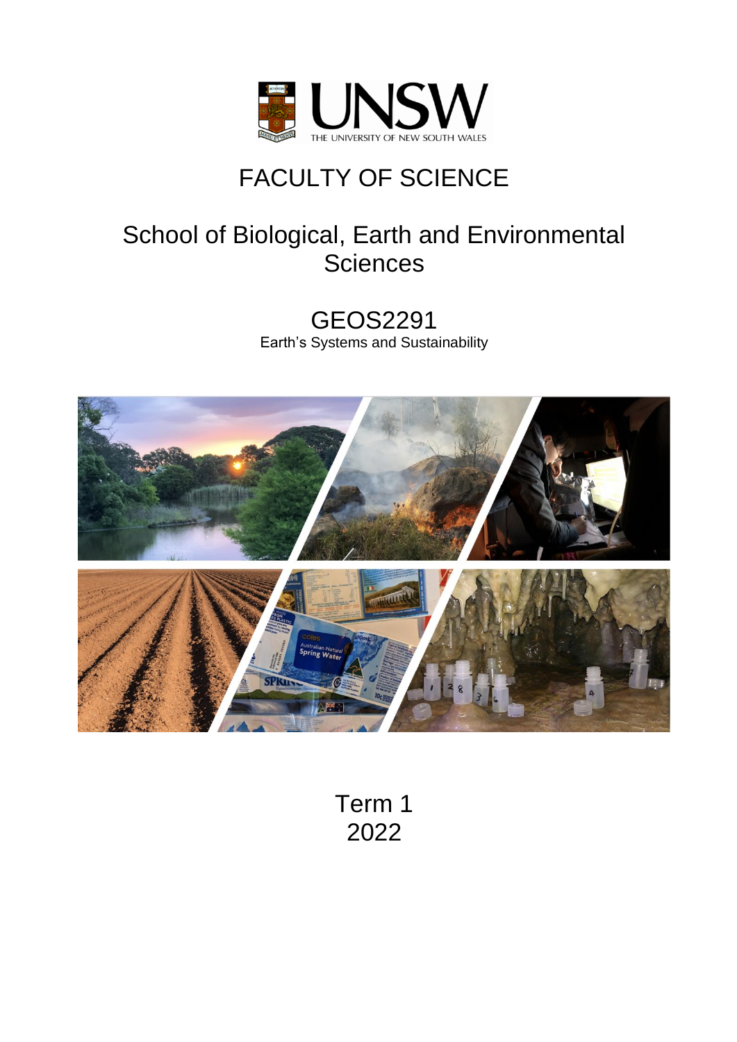UNSW
THE UNIVERSITY OF NEW SOUTH WALES

# FACULTY OF SCIENCE

## School of Biological, Earth and Environmental Sciences

## GEOS2291

Earth's Systems and Sustainability

Term 1
2022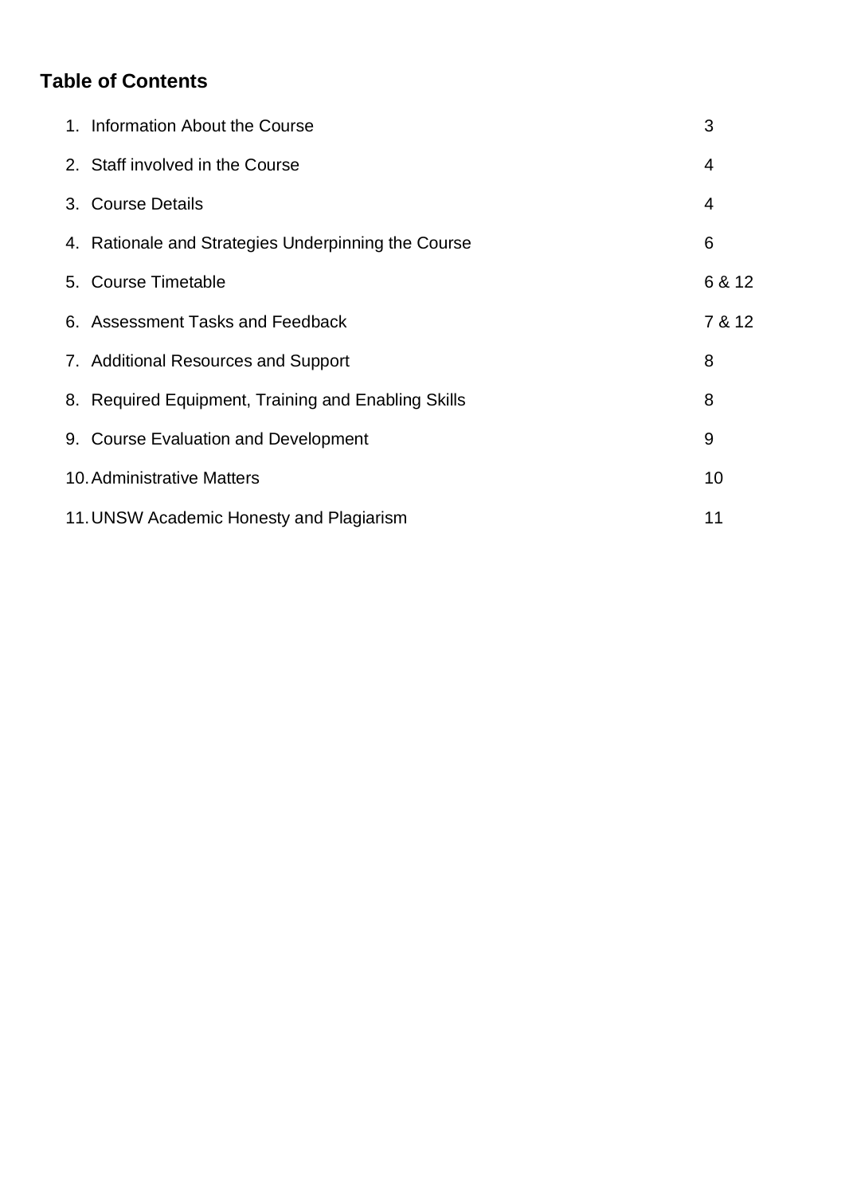## Table of Contents

| | |
|---|---|
| 1. Information About the Course | 3 |
| 2. Staff involved in the Course | 4 |
| 3. Course Details | 4 |
| 4. Rationale and Strategies Underpinning the Course | 6 |
| 5. Course Timetable | 6 & 12 |
| 6. Assessment Tasks and Feedback | 7 & 12 |
| 7. Additional Resources and Support | 8 |
| 8. Required Equipment, Training and Enabling Skills | 8 |
| 9. Course Evaluation and Development | 9 |
| 10. Administrative Matters | 10 |
| 11. UNSW Academic Honesty and Plagiarism | 11 |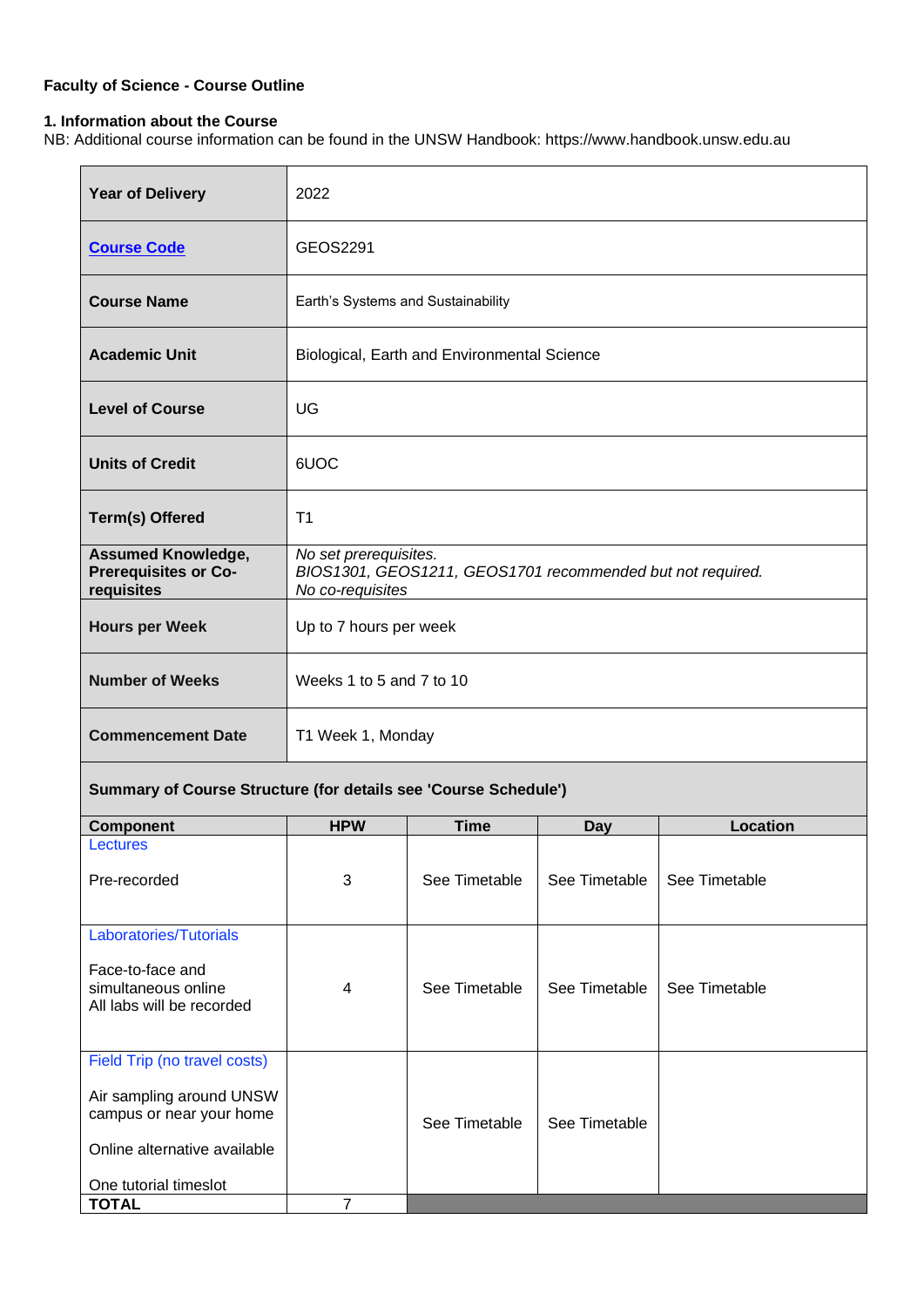**Faculty of Science - Course Outline**

**1. Information about the Course**

NB: Additional course information can be found in the UNSW Handbook: https://www.handbook.unsw.edu.au

| | |
|---|---|
| **Year of Delivery** | 2022 |
| **Course Code** | GEOS2291 |
| **Course Name** | Earth's Systems and Sustainability |
| **Academic Unit** | Biological, Earth and Environmental Science |
| **Level of Course** | UG |
| **Units of Credit** | 6UOC |
| **Term(s) Offered** | T1 |
| **Assumed Knowledge, Prerequisites or Co-requisites** | *No set prerequisites.* *BIOS1301, GEOS1211, GEOS1701 recommended but not required.* *No co-requisites* |
| **Hours per Week** | Up to 7 hours per week |
| **Number of Weeks** | Weeks 1 to 5 and 7 to 10 |
| **Commencement Date** | T1 Week 1, Monday |

**Summary of Course Structure (for details see 'Course Schedule')**

| Component | HPW | Time | Day | Location |
|---|---|---|---|---|
| Lectures<br><br>Pre-recorded | 3 | See Timetable | See Timetable | See Timetable |
| Laboratories/Tutorials<br><br>Face-to-face and simultaneous online<br>All labs will be recorded | 4 | See Timetable | See Timetable | See Timetable |
| Field Trip (no travel costs)<br><br>Air sampling around UNSW campus or near your home<br><br>Online alternative available<br><br>One tutorial timeslot | | See Timetable | See Timetable | |
| **TOTAL** | 7 | | | |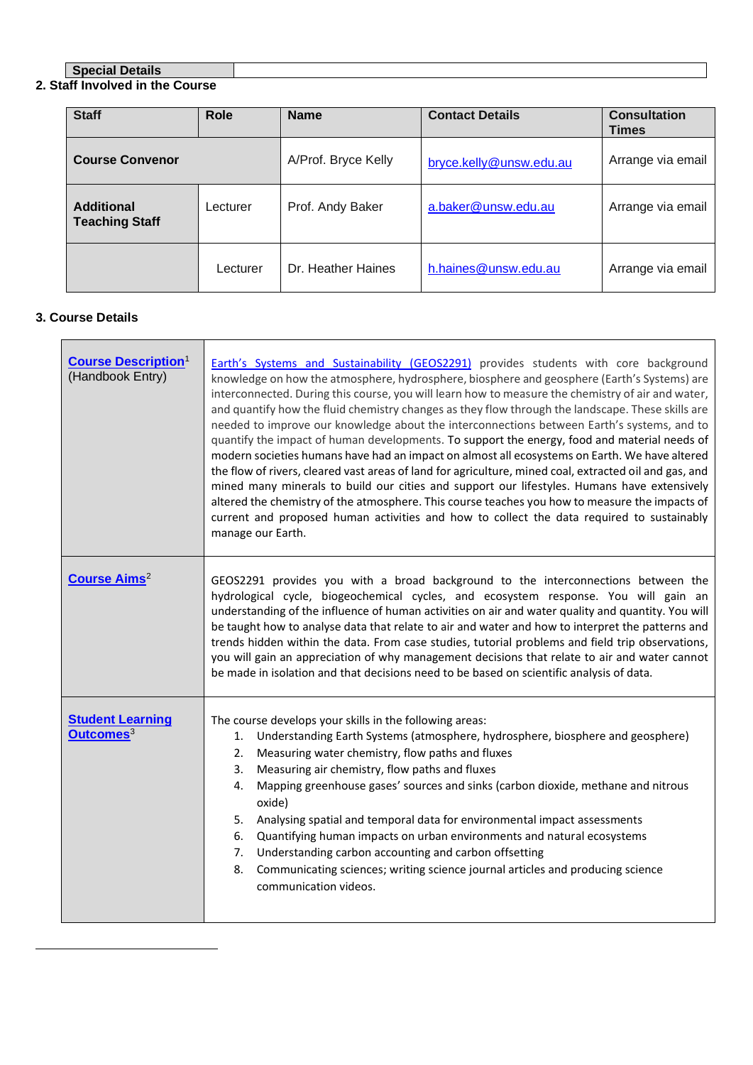| Special Details | |
|---|---|

## 2. Staff Involved in the Course

| Staff | Role | Name | Contact Details | Consultation Times |
|---|---|---|---|---|
| **Course Convenor** | | A/Prof. Bryce Kelly | bryce.kelly@unsw.edu.au | Arrange via email |
| **Additional Teaching Staff** | Lecturer | Prof. Andy Baker | a.baker@unsw.edu.au | Arrange via email |
| | Lecturer | Dr. Heather Haines | h.haines@unsw.edu.au | Arrange via email |

## 3. Course Details

| | |
|---|---|
| **Course Description**[1] (Handbook Entry) | Earth's Systems and Sustainability (GEOS2291) provides students with core background knowledge on how the atmosphere, hydrosphere, biosphere and geosphere (Earth's Systems) are interconnected. During this course, you will learn how to measure the chemistry of air and water, and quantify how the fluid chemistry changes as they flow through the landscape. These skills are needed to improve our knowledge about the interconnections between Earth's systems, and to quantify the impact of human developments. To support the energy, food and material needs of modern societies humans have had an impact on almost all ecosystems on Earth. We have altered the flow of rivers, cleared vast areas of land for agriculture, mined coal, extracted oil and gas, and mined many minerals to build our cities and support our lifestyles. Humans have extensively altered the chemistry of the atmosphere. This course teaches you how to measure the impacts of current and proposed human activities and how to collect the data required to sustainably manage our Earth. |
| **Course Aims**[2] | GEOS2291 provides you with a broad background to the interconnections between the hydrological cycle, biogeochemical cycles, and ecosystem response. You will gain an understanding of the influence of human activities on air and water quality and quantity. You will be taught how to analyse data that relate to air and water and how to interpret the patterns and trends hidden within the data. From case studies, tutorial problems and field trip observations, you will gain an appreciation of why management decisions that relate to air and water cannot be made in isolation and that decisions need to be based on scientific analysis of data. |
| **Student Learning Outcomes**[3] | The course develops your skills in the following areas:<br>1. Understanding Earth Systems (atmosphere, hydrosphere, biosphere and geosphere)<br>2. Measuring water chemistry, flow paths and fluxes<br>3. Measuring air chemistry, flow paths and fluxes<br>4. Mapping greenhouse gases' sources and sinks (carbon dioxide, methane and nitrous oxide)<br>5. Analysing spatial and temporal data for environmental impact assessments<br>6. Quantifying human impacts on urban environments and natural ecosystems<br>7. Understanding carbon accounting and carbon offsetting<br>8. Communicating sciences; writing science journal articles and producing science communication videos. |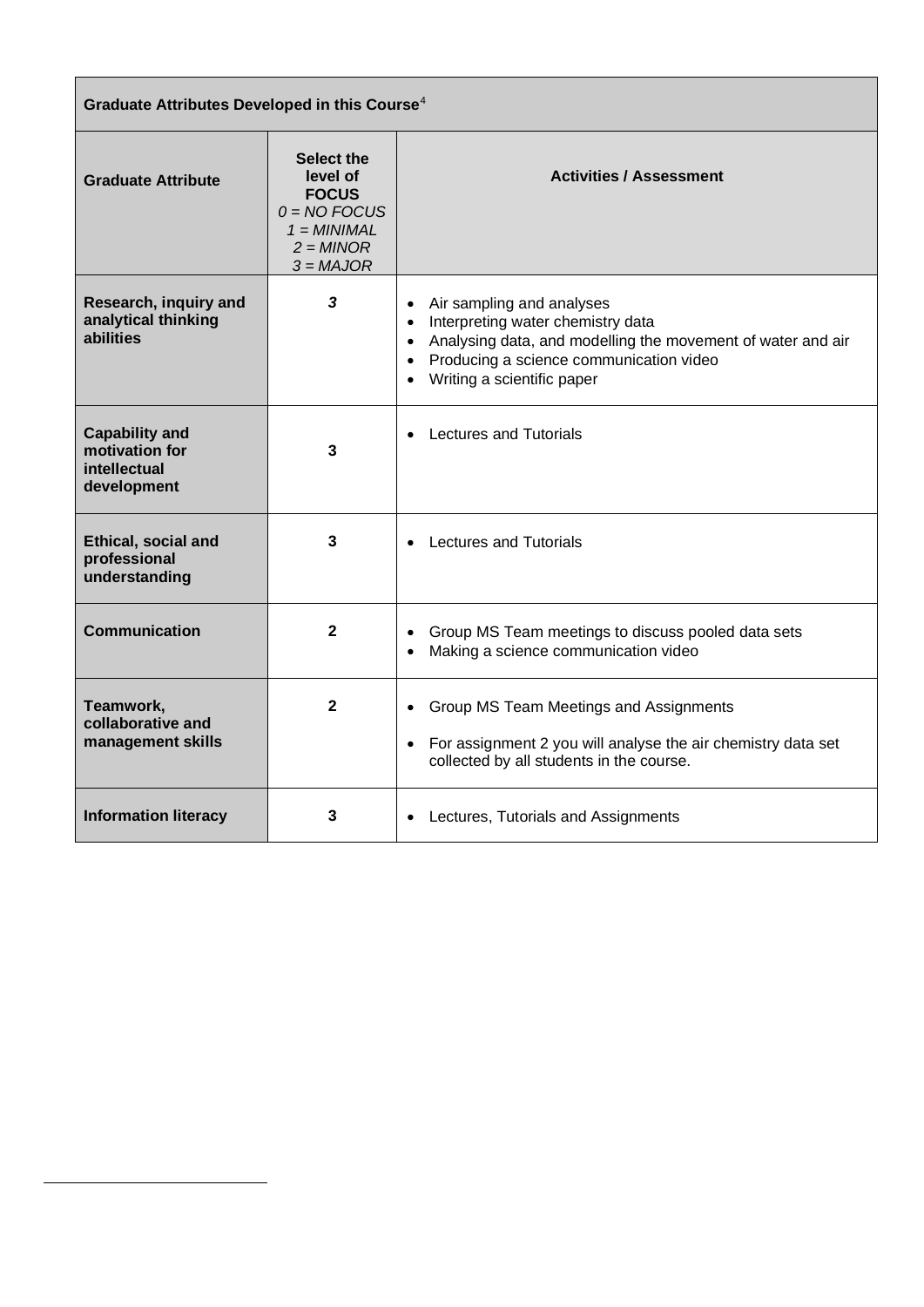| Graduate Attributes Developed in this Course[4] | | |
|---|---|---|
| **Graduate Attribute** | **Select the level of FOCUS** *0 = NO FOCUS 1 = MINIMAL 2 = MINOR 3 = MAJOR* | **Activities / Assessment** |
| **Research, inquiry and analytical thinking abilities** | ***3*** | • Air sampling and analyses<br>• Interpreting water chemistry data<br>• Analysing data, and modelling the movement of water and air<br>• Producing a science communication video<br>• Writing a scientific paper |
| **Capability and motivation for intellectual development** | **3** | • Lectures and Tutorials |
| **Ethical, social and professional understanding** | **3** | • Lectures and Tutorials |
| **Communication** | **2** | • Group MS Team meetings to discuss pooled data sets<br>• Making a science communication video |
| **Teamwork, collaborative and management skills** | **2** | • Group MS Team Meetings and Assignments<br>• For assignment 2 you will analyse the air chemistry data set collected by all students in the course. |
| **Information literacy** | **3** | • Lectures, Tutorials and Assignments |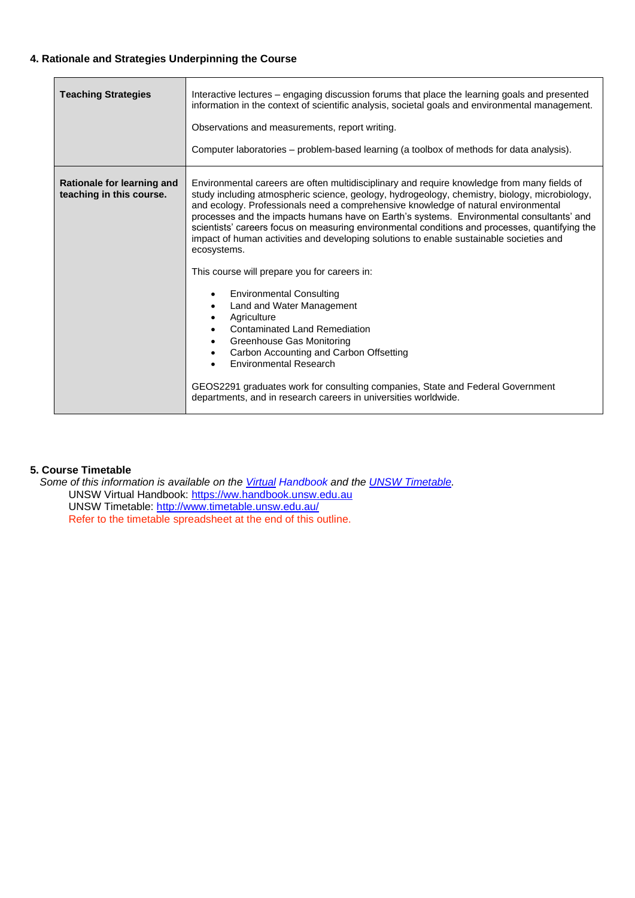## 4. Rationale and Strategies Underpinning the Course

| | |
|---|---|
| **Teaching Strategies** | Interactive lectures – engaging discussion forums that place the learning goals and presented information in the context of scientific analysis, societal goals and environmental management.<br><br>Observations and measurements, report writing.<br><br>Computer laboratories – problem-based learning (a toolbox of methods for data analysis). |
| **Rationale for learning and teaching in this course.** | Environmental careers are often multidisciplinary and require knowledge from many fields of study including atmospheric science, geology, hydrogeology, chemistry, biology, microbiology, and ecology. Professionals need a comprehensive knowledge of natural environmental processes and the impacts humans have on Earth's systems. Environmental consultants' and scientists' careers focus on measuring environmental conditions and processes, quantifying the impact of human activities and developing solutions to enable sustainable societies and ecosystems.<br><br>This course will prepare you for careers in:<br><br>• Environmental Consulting<br>• Land and Water Management<br>• Agriculture<br>• Contaminated Land Remediation<br>• Greenhouse Gas Monitoring<br>• Carbon Accounting and Carbon Offsetting<br>• Environmental Research<br><br>GEOS2291 graduates work for consulting companies, State and Federal Government departments, and in research careers in universities worldwide. |

## 5. Course Timetable

*Some of this information is available on the [Virtual Handbook] and the [UNSW Timetable].*

UNSW Virtual Handbook: https://ww.handbook.unsw.edu.au
UNSW Timetable: http://www.timetable.unsw.edu.au/
Refer to the timetable spreadsheet at the end of this outline.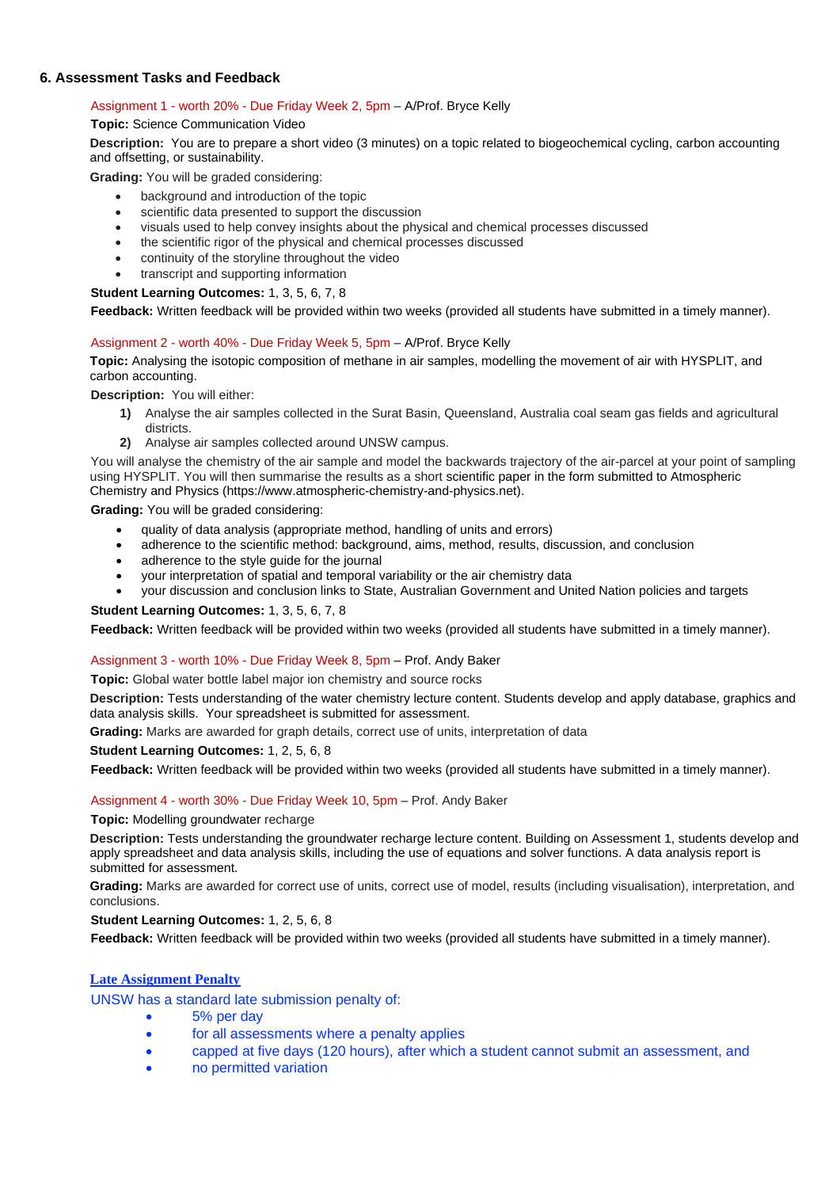## 6. Assessment Tasks and Feedback

Assignment 1 - worth 20% - Due Friday Week 2, 5pm – A/Prof. Bryce Kelly

**Topic:** Science Communication Video

**Description:** You are to prepare a short video (3 minutes) on a topic related to biogeochemical cycling, carbon accounting and offsetting, or sustainability.

**Grading:** You will be graded considering:

- background and introduction of the topic
- scientific data presented to support the discussion
- visuals used to help convey insights about the physical and chemical processes discussed
- the scientific rigor of the physical and chemical processes discussed
- continuity of the storyline throughout the video
- transcript and supporting information

**Student Learning Outcomes:** 1, 3, 5, 6, 7, 8

**Feedback:** Written feedback will be provided within two weeks (provided all students have submitted in a timely manner).

Assignment 2 - worth 40% - Due Friday Week 5, 5pm – A/Prof. Bryce Kelly

**Topic:** Analysing the isotopic composition of methane in air samples, modelling the movement of air with HYSPLIT, and carbon accounting.

**Description:** You will either:

1) Analyse the air samples collected in the Surat Basin, Queensland, Australia coal seam gas fields and agricultural districts.
2) Analyse air samples collected around UNSW campus.

You will analyse the chemistry of the air sample and model the backwards trajectory of the air-parcel at your point of sampling using HYSPLIT. You will then summarise the results as a short scientific paper in the form submitted to Atmospheric Chemistry and Physics (https://www.atmospheric-chemistry-and-physics.net).

**Grading:** You will be graded considering:

- quality of data analysis (appropriate method, handling of units and errors)
- adherence to the scientific method: background, aims, method, results, discussion, and conclusion
- adherence to the style guide for the journal
- your interpretation of spatial and temporal variability or the air chemistry data
- your discussion and conclusion links to State, Australian Government and United Nation policies and targets

**Student Learning Outcomes:** 1, 3, 5, 6, 7, 8

**Feedback:** Written feedback will be provided within two weeks (provided all students have submitted in a timely manner).

Assignment 3 - worth 10% - Due Friday Week 8, 5pm – Prof. Andy Baker

**Topic:** Global water bottle label major ion chemistry and source rocks

**Description:** Tests understanding of the water chemistry lecture content. Students develop and apply database, graphics and data analysis skills. Your spreadsheet is submitted for assessment.

**Grading:** Marks are awarded for graph details, correct use of units, interpretation of data

**Student Learning Outcomes:** 1, 2, 5, 6, 8

**Feedback:** Written feedback will be provided within two weeks (provided all students have submitted in a timely manner).

Assignment 4 - worth 30% - Due Friday Week 10, 5pm – Prof. Andy Baker

**Topic:** Modelling groundwater recharge

**Description:** Tests understanding the groundwater recharge lecture content. Building on Assessment 1, students develop and apply spreadsheet and data analysis skills, including the use of equations and solver functions. A data analysis report is submitted for assessment.

**Grading:** Marks are awarded for correct use of units, correct use of model, results (including visualisation), interpretation, and conclusions.

**Student Learning Outcomes:** 1, 2, 5, 6, 8

**Feedback:** Written feedback will be provided within two weeks (provided all students have submitted in a timely manner).

**Late Assignment Penalty**

UNSW has a standard late submission penalty of:

- 5% per day
- for all assessments where a penalty applies
- capped at five days (120 hours), after which a student cannot submit an assessment, and
- no permitted variation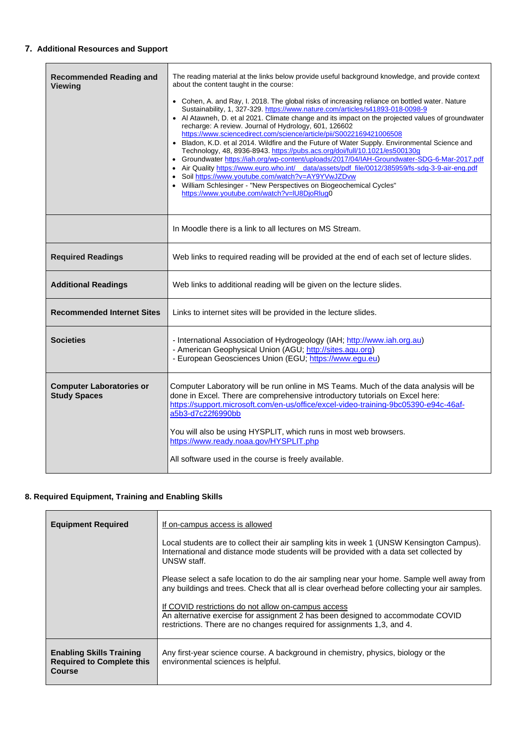## 7. Additional Resources and Support

| | |
|---|---|
| **Recommended Reading and Viewing** | The reading material at the links below provide useful background knowledge, and provide context about the content taught in the course:<br>• Cohen, A. and Ray, I. 2018. The global risks of increasing reliance on bottled water. Nature Sustainability, 1, 327-329. https://www.nature.com/articles/s41893-018-0098-9<br>• Al Atawneh, D. et al 2021. Climate change and its impact on the projected values of groundwater recharge: A review. Journal of Hydrology, 601, 126602 https://www.sciencedirect.com/science/article/pii/S0022169421006508<br>• Bladon, K.D. et al 2014. Wildfire and the Future of Water Supply. Environmental Science and Technology, 48, 8936-8943. https://pubs.acs.org/doi/full/10.1021/es500130g<br>• Groundwater https://iah.org/wp-content/uploads/2017/04/IAH-Groundwater-SDG-6-Mar-2017.pdf<br>• Air Quality https://www.euro.who.int/__data/assets/pdf_file/0012/385959/fs-sdg-3-9-air-eng.pdf<br>• Soil https://www.youtube.com/watch?v=AY9YVwJZDvw<br>• William Schlesinger - "New Perspectives on Biogeochemical Cycles" https://www.youtube.com/watch?v=lU8DjoRlug0 |
| | In Moodle there is a link to all lectures on MS Stream. |
| **Required Readings** | Web links to required reading will be provided at the end of each set of lecture slides. |
| **Additional Readings** | Web links to additional reading will be given on the lecture slides. |
| **Recommended Internet Sites** | Links to internet sites will be provided in the lecture slides. |
| **Societies** | - International Association of Hydrogeology (IAH; http://www.iah.org.au)<br>- American Geophysical Union (AGU; http://sites.agu.org)<br>- European Geosciences Union (EGU; https://www.egu.eu) |
| **Computer Laboratories or Study Spaces** | Computer Laboratory will be run online in MS Teams. Much of the data analysis will be done in Excel. There are comprehensive introductory tutorials on Excel here: https://support.microsoft.com/en-us/office/excel-video-training-9bc05390-e94c-46af-a5b3-d7c22f6990bb<br><br>You will also be using HYSPLIT, which runs in most web browsers. https://www.ready.noaa.gov/HYSPLIT.php<br><br>All software used in the course is freely available. |

## 8. Required Equipment, Training and Enabling Skills

| | |
|---|---|
| **Equipment Required** | If on-campus access is allowed<br><br>Local students are to collect their air sampling kits in week 1 (UNSW Kensington Campus). International and distance mode students will be provided with a data set collected by UNSW staff.<br><br>Please select a safe location to do the air sampling near your home. Sample well away from any buildings and trees. Check that all is clear overhead before collecting your air samples.<br><br>If COVID restrictions do not allow on-campus access<br>An alternative exercise for assignment 2 has been designed to accommodate COVID restrictions. There are no changes required for assignments 1,3, and 4. |
| **Enabling Skills Training Required to Complete this Course** | Any first-year science course. A background in chemistry, physics, biology or the environmental sciences is helpful. |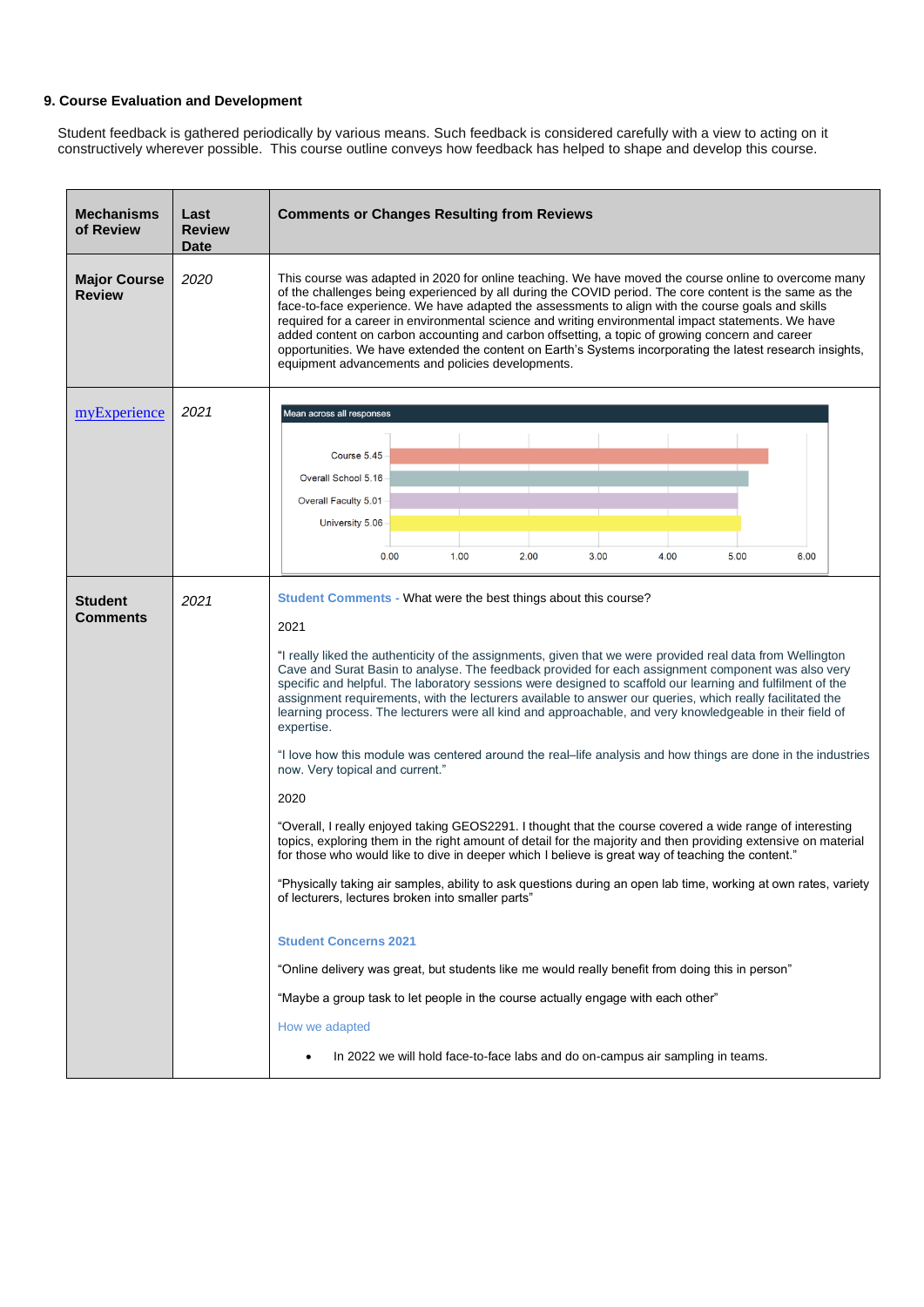## 9. Course Evaluation and Development

Student feedback is gathered periodically by various means. Such feedback is considered carefully with a view to acting on it constructively wherever possible. This course outline conveys how feedback has helped to shape and develop this course.

| Mechanisms of Review | Last Review Date | Comments or Changes Resulting from Reviews |
|---|---|---|
| **Major Course Review** | *2020* | This course was adapted in 2020 for online teaching. We have moved the course online to overcome many of the challenges being experienced by all during the COVID period. The core content is the same as the face-to-face experience. We have adapted the assessments to align with the course goals and skills required for a career in environmental science and writing environmental impact statements. We have added content on carbon accounting and carbon offsetting, a topic of growing concern and career opportunities. We have extended the content on Earth's Systems incorporating the latest research insights, equipment advancements and policies developments. |
| myExperience | *2021* | Mean across all responses: Course 5.45; Overall School 5.16; Overall Faculty 5.01; University 5.06 (scale 0.00–6.00) |
| **Student Comments** | *2021* | **Student Comments** - What were the best things about this course?<br><br>2021<br><br>"I really liked the authenticity of the assignments, given that we were provided real data from Wellington Cave and Surat Basin to analyse. The feedback provided for each assignment component was also very specific and helpful. The laboratory sessions were designed to scaffold our learning and fulfilment of the assignment requirements, with the lecturers available to answer our queries, which really facilitated the learning process. The lecturers were all kind and approachable, and very knowledgeable in their field of expertise.<br><br>"I love how this module was centered around the real–life analysis and how things are done in the industries now. Very topical and current."<br><br>2020<br><br>"Overall, I really enjoyed taking GEOS2291. I thought that the course covered a wide range of interesting topics, exploring them in the right amount of detail for the majority and then providing extensive on material for those who would like to dive in deeper which I believe is great way of teaching the content."<br><br>"Physically taking air samples, ability to ask questions during an open lab time, working at own rates, variety of lecturers, lectures broken into smaller parts"<br><br>**Student Concerns 2021**<br><br>"Online delivery was great, but students like me would really benefit from doing this in person"<br><br>"Maybe a group task to let people in the course actually engage with each other"<br><br>How we adapted<br><br>• In 2022 we will hold face-to-face labs and do on-campus air sampling in teams. |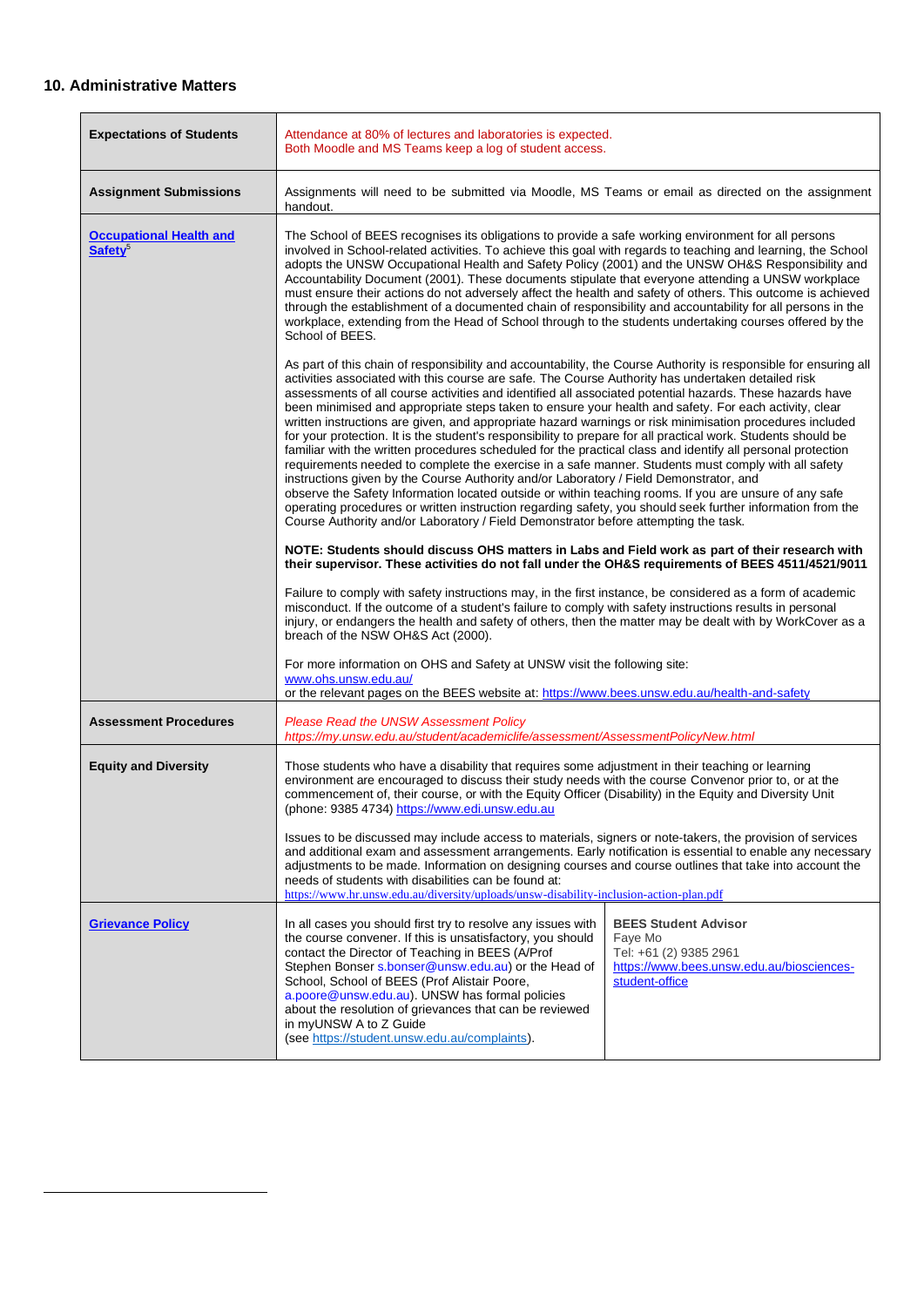## 10. Administrative Matters

| | | |
|---|---|---|
| **Expectations of Students** | Attendance at 80% of lectures and laboratories is expected.<br>Both Moodle and MS Teams keep a log of student access. | |
| **Assignment Submissions** | Assignments will need to be submitted via Moodle, MS Teams or email as directed on the assignment handout. | |
| **Occupational Health and Safety**[5] | The School of BEES recognises its obligations to provide a safe working environment for all persons involved in School-related activities. To achieve this goal with regards to teaching and learning, the School adopts the UNSW Occupational Health and Safety Policy (2001) and the UNSW OH&S Responsibility and Accountability Document (2001). These documents stipulate that everyone attending a UNSW workplace must ensure their actions do not adversely affect the health and safety of others. This outcome is achieved through the establishment of a documented chain of responsibility and accountability for all persons in the workplace, extending from the Head of School through to the students undertaking courses offered by the School of BEES.<br><br>As part of this chain of responsibility and accountability, the Course Authority is responsible for ensuring all activities associated with this course are safe. The Course Authority has undertaken detailed risk assessments of all course activities and identified all associated potential hazards. These hazards have been minimised and appropriate steps taken to ensure your health and safety. For each activity, clear written instructions are given, and appropriate hazard warnings or risk minimisation procedures included for your protection. It is the student's responsibility to prepare for all practical work. Students should be familiar with the written procedures scheduled for the practical class and identify all personal protection requirements needed to complete the exercise in a safe manner. Students must comply with all safety instructions given by the Course Authority and/or Laboratory / Field Demonstrator, and observe the Safety Information located outside or within teaching rooms. If you are unsure of any safe operating procedures or written instruction regarding safety, you should seek further information from the Course Authority and/or Laboratory / Field Demonstrator before attempting the task.<br><br>**NOTE: Students should discuss OHS matters in Labs and Field work as part of their research with their supervisor. These activities do not fall under the OH&S requirements of BEES 4511/4521/9011**<br><br>Failure to comply with safety instructions may, in the first instance, be considered as a form of academic misconduct. If the outcome of a student's failure to comply with safety instructions results in personal injury, or endangers the health and safety of others, then the matter may be dealt with by WorkCover as a breach of the NSW OH&S Act (2000).<br><br>For more information on OHS and Safety at UNSW visit the following site:<br>www.ohs.unsw.edu.au/<br>or the relevant pages on the BEES website at: https://www.bees.unsw.edu.au/health-and-safety | |
| **Assessment Procedures** | *Please Read the UNSW Assessment Policy*<br>*https://my.unsw.edu.au/student/academiclife/assessment/AssessmentPolicyNew.html* | |
| **Equity and Diversity** | Those students who have a disability that requires some adjustment in their teaching or learning environment are encouraged to discuss their study needs with the course Convenor prior to, or at the commencement of, their course, or with the Equity Officer (Disability) in the Equity and Diversity Unit (phone: 9385 4734) https://www.edi.unsw.edu.au<br><br>Issues to be discussed may include access to materials, signers or note-takers, the provision of services and additional exam and assessment arrangements. Early notification is essential to enable any necessary adjustments to be made. Information on designing courses and course outlines that take into account the needs of students with disabilities can be found at:<br>https://www.hr.unsw.edu.au/diversity/uploads/unsw-disability-inclusion-action-plan.pdf | |
| **Grievance Policy** | In all cases you should first try to resolve any issues with the course convener. If this is unsatisfactory, you should contact the Director of Teaching in BEES (A/Prof Stephen Bonser s.bonser@unsw.edu.au) or the Head of School, School of BEES (Prof Alistair Poore, a.poore@unsw.edu.au). UNSW has formal policies about the resolution of grievances that can be reviewed in myUNSW A to Z Guide<br>(see https://student.unsw.edu.au/complaints). | **BEES Student Advisor**<br>Faye Mo<br>Tel: +61 (2) 9385 2961<br>https://www.bees.unsw.edu.au/biosciences-student-office |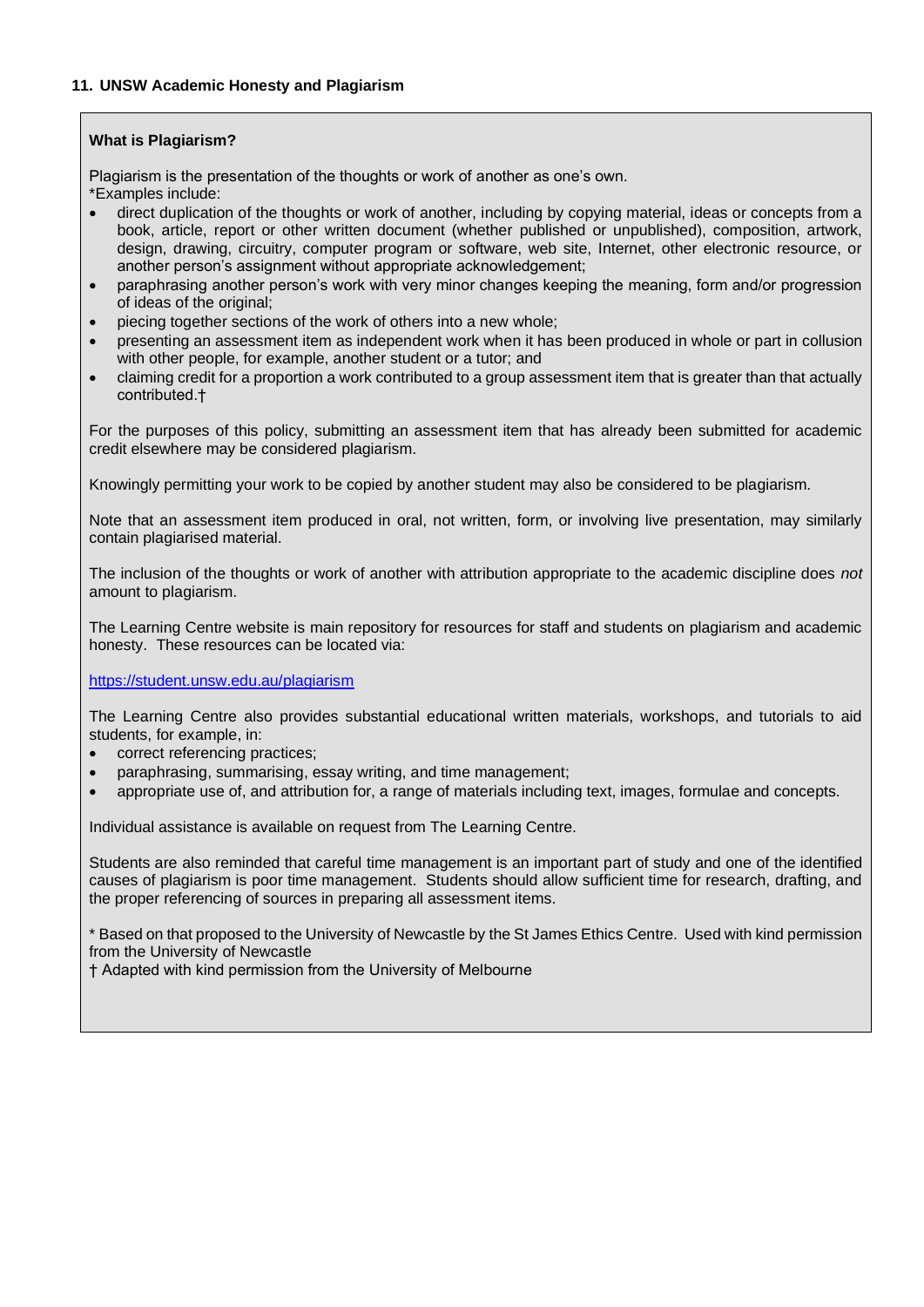## 11. UNSW Academic Honesty and Plagiarism

**What is Plagiarism?**

Plagiarism is the presentation of the thoughts or work of another as one's own.
*Examples include:

- direct duplication of the thoughts or work of another, including by copying material, ideas or concepts from a book, article, report or other written document (whether published or unpublished), composition, artwork, design, drawing, circuitry, computer program or software, web site, Internet, other electronic resource, or another person's assignment without appropriate acknowledgement;
- paraphrasing another person's work with very minor changes keeping the meaning, form and/or progression of ideas of the original;
- piecing together sections of the work of others into a new whole;
- presenting an assessment item as independent work when it has been produced in whole or part in collusion with other people, for example, another student or a tutor; and
- claiming credit for a proportion a work contributed to a group assessment item that is greater than that actually contributed.†

For the purposes of this policy, submitting an assessment item that has already been submitted for academic credit elsewhere may be considered plagiarism.

Knowingly permitting your work to be copied by another student may also be considered to be plagiarism.

Note that an assessment item produced in oral, not written, form, or involving live presentation, may similarly contain plagiarised material.

The inclusion of the thoughts or work of another with attribution appropriate to the academic discipline does *not* amount to plagiarism.

The Learning Centre website is main repository for resources for staff and students on plagiarism and academic honesty. These resources can be located via:

https://student.unsw.edu.au/plagiarism

The Learning Centre also provides substantial educational written materials, workshops, and tutorials to aid students, for example, in:

- correct referencing practices;
- paraphrasing, summarising, essay writing, and time management;
- appropriate use of, and attribution for, a range of materials including text, images, formulae and concepts.

Individual assistance is available on request from The Learning Centre.

Students are also reminded that careful time management is an important part of study and one of the identified causes of plagiarism is poor time management. Students should allow sufficient time for research, drafting, and the proper referencing of sources in preparing all assessment items.

* Based on that proposed to the University of Newcastle by the St James Ethics Centre. Used with kind permission from the University of Newcastle
† Adapted with kind permission from the University of Melbourne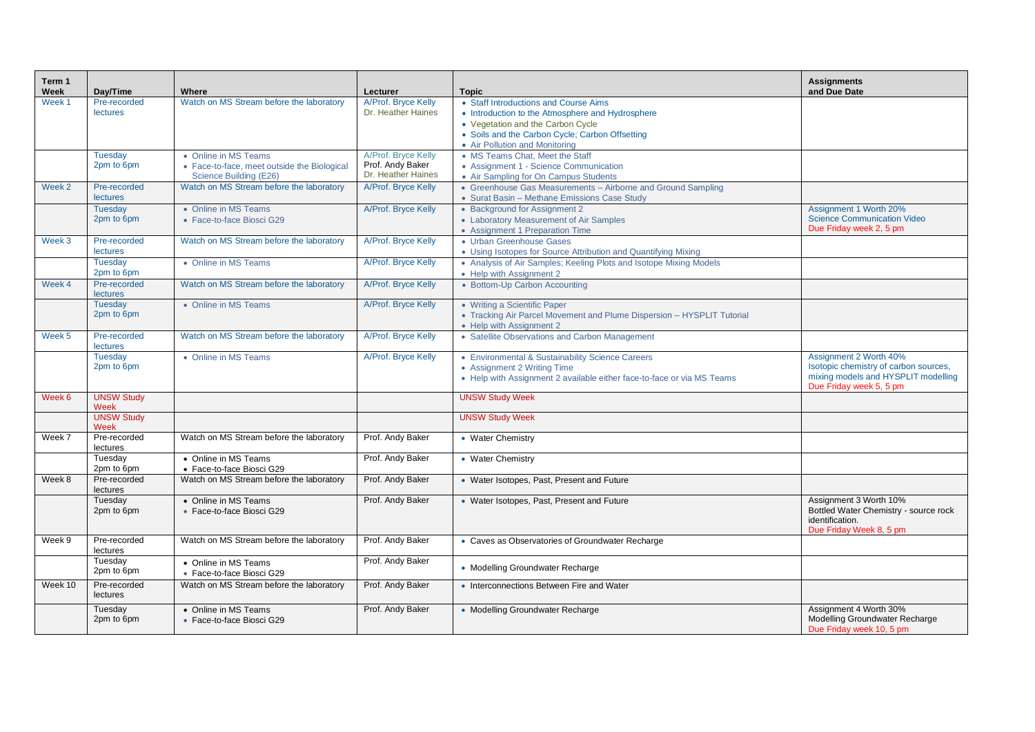| Term 1 Week | Day/Time | Where | Lecturer | Topic | Assignments and Due Date |
|---|---|---|---|---|---|
| Week 1 | Pre-recorded lectures | Watch on MS Stream before the laboratory | A/Prof. Bryce Kelly<br>Dr. Heather Haines | • Staff Introductions and Course Aims<br>• Introduction to the Atmosphere and Hydrosphere<br>• Vegetation and the Carbon Cycle<br>• Soils and the Carbon Cycle; Carbon Offsetting<br>• Air Pollution and Monitoring | |
| | Tuesday 2pm to 6pm | • Online in MS Teams<br>• Face-to-face, meet outside the Biological Science Building (E26) | A/Prof. Bryce Kelly<br>Prof. Andy Baker<br>Dr. Heather Haines | • MS Teams Chat, Meet the Staff<br>• Assignment 1 - Science Communication<br>• Air Sampling for On Campus Students | |
| Week 2 | Pre-recorded lectures | Watch on MS Stream before the laboratory | A/Prof. Bryce Kelly | • Greenhouse Gas Measurements – Airborne and Ground Sampling<br>• Surat Basin – Methane Emissions Case Study | |
| | Tuesday 2pm to 6pm | • Online in MS Teams<br>• Face-to-face Biosci G29 | A/Prof. Bryce Kelly | • Background for Assignment 2<br>• Laboratory Measurement of Air Samples<br>• Assignment 1 Preparation Time | Assignment 1 Worth 20%<br>Science Communication Video<br>Due Friday week 2, 5 pm |
| Week 3 | Pre-recorded lectures | Watch on MS Stream before the laboratory | A/Prof. Bryce Kelly | • Urban Greenhouse Gases<br>• Using Isotopes for Source Attribution and Quantifying Mixing | |
| | Tuesday 2pm to 6pm | • Online in MS Teams | A/Prof. Bryce Kelly | • Analysis of Air Samples; Keeling Plots and Isotope Mixing Models<br>• Help with Assignment 2 | |
| Week 4 | Pre-recorded lectures | Watch on MS Stream before the laboratory | A/Prof. Bryce Kelly | • Bottom-Up Carbon Accounting | |
| | Tuesday 2pm to 6pm | • Online in MS Teams | A/Prof. Bryce Kelly | • Writing a Scientific Paper<br>• Tracking Air Parcel Movement and Plume Dispersion – HYSPLIT Tutorial<br>• Help with Assignment 2 | |
| Week 5 | Pre-recorded lectures | Watch on MS Stream before the laboratory | A/Prof. Bryce Kelly | • Satellite Observations and Carbon Management | |
| | Tuesday 2pm to 6pm | • Online in MS Teams | A/Prof. Bryce Kelly | • Environmental & Sustainability Science Careers<br>• Assignment 2 Writing Time<br>• Help with Assignment 2 available either face-to-face or via MS Teams | Assignment 2 Worth 40%<br>Isotopic chemistry of carbon sources, mixing models and HYSPLIT modelling<br>Due Friday week 5, 5 pm |
| Week 6 | UNSW Study Week | | | UNSW Study Week | |
| | UNSW Study Week | | | UNSW Study Week | |
| Week 7 | Pre-recorded lectures | Watch on MS Stream before the laboratory | Prof. Andy Baker | • Water Chemistry | |
| | Tuesday 2pm to 6pm | • Online in MS Teams<br>• Face-to-face Biosci G29 | Prof. Andy Baker | • Water Chemistry | |
| Week 8 | Pre-recorded lectures | Watch on MS Stream before the laboratory | Prof. Andy Baker | • Water Isotopes, Past, Present and Future | |
| | Tuesday 2pm to 6pm | • Online in MS Teams<br>• Face-to-face Biosci G29 | Prof. Andy Baker | • Water Isotopes, Past, Present and Future | Assignment 3 Worth 10%<br>Bottled Water Chemistry - source rock identification.<br>Due Friday Week 8, 5 pm |
| Week 9 | Pre-recorded lectures | Watch on MS Stream before the laboratory | Prof. Andy Baker | • Caves as Observatories of Groundwater Recharge | |
| | Tuesday 2pm to 6pm | • Online in MS Teams<br>• Face-to-face Biosci G29 | Prof. Andy Baker | • Modelling Groundwater Recharge | |
| Week 10 | Pre-recorded lectures | Watch on MS Stream before the laboratory | Prof. Andy Baker | • Interconnections Between Fire and Water | |
| | Tuesday 2pm to 6pm | • Online in MS Teams<br>• Face-to-face Biosci G29 | Prof. Andy Baker | • Modelling Groundwater Recharge | Assignment 4 Worth 30%<br>Modelling Groundwater Recharge<br>Due Friday week 10, 5 pm |